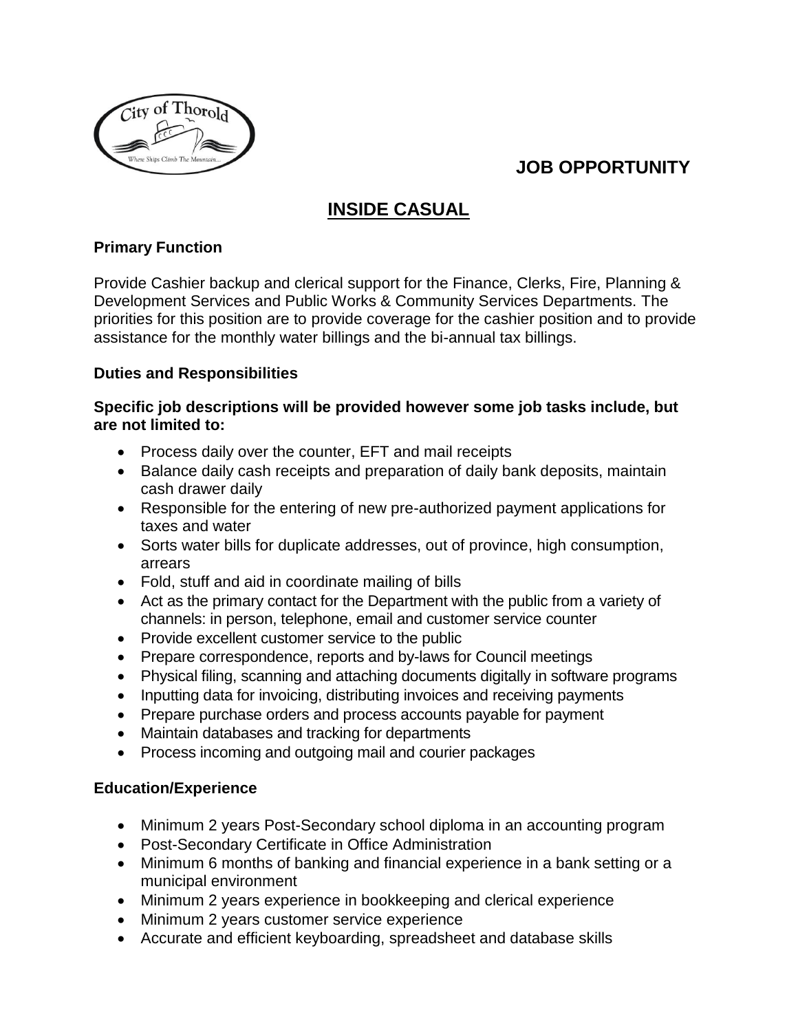# JOB OPPORTUNITY

## INSIDE CASUAL

### Primary Function

Provide Cashier backup and clerical support for the Finance, Clerks, Fire, Planning & Development Services and Public Works & Community Services Departments. The priorities for this position are to provide coverage for the cashier position and to provide assistance for the monthly water billings and the bi-annual tax billings.

### Duties and Responsibilities

**Specific job descriptions will be provided however some job tasks include, but are not limited to:**

- Process daily over the counter, EFT and mail receipts
- Balance daily cash receipts and preparation of daily bank deposits, maintain cash drawer daily
- Responsible for the entering of new pre-authorized payment applications for taxes and water
- Sorts water bills for duplicate addresses, out of province, high consumption, arrears
- Fold, stuff and aid in coordinate mailing of bills
- Act as the primary contact for the Department with the public from a variety of channels: in person, telephone, email and customer service counter
- Provide excellent customer service to the public
- Prepare correspondence, reports and by-laws for Council meetings
- Physical filing, scanning and attaching documents digitally in software programs
- Inputting data for invoicing, distributing invoices and receiving payments
- Prepare purchase orders and process accounts payable for payment
- Maintain databases and tracking for departments
- Process incoming and outgoing mail and courier packages

### Education/Experience

- Minimum 2 years Post-Secondary school diploma in an accounting program
- Post-Secondary Certificate in Office Administration
- Minimum 6 months of banking and financial experience in a bank setting or a municipal environment
- Minimum 2 years experience in bookkeeping and clerical experience
- Minimum 2 years customer service experience
- Accurate and efficient keyboarding, spreadsheet and database skills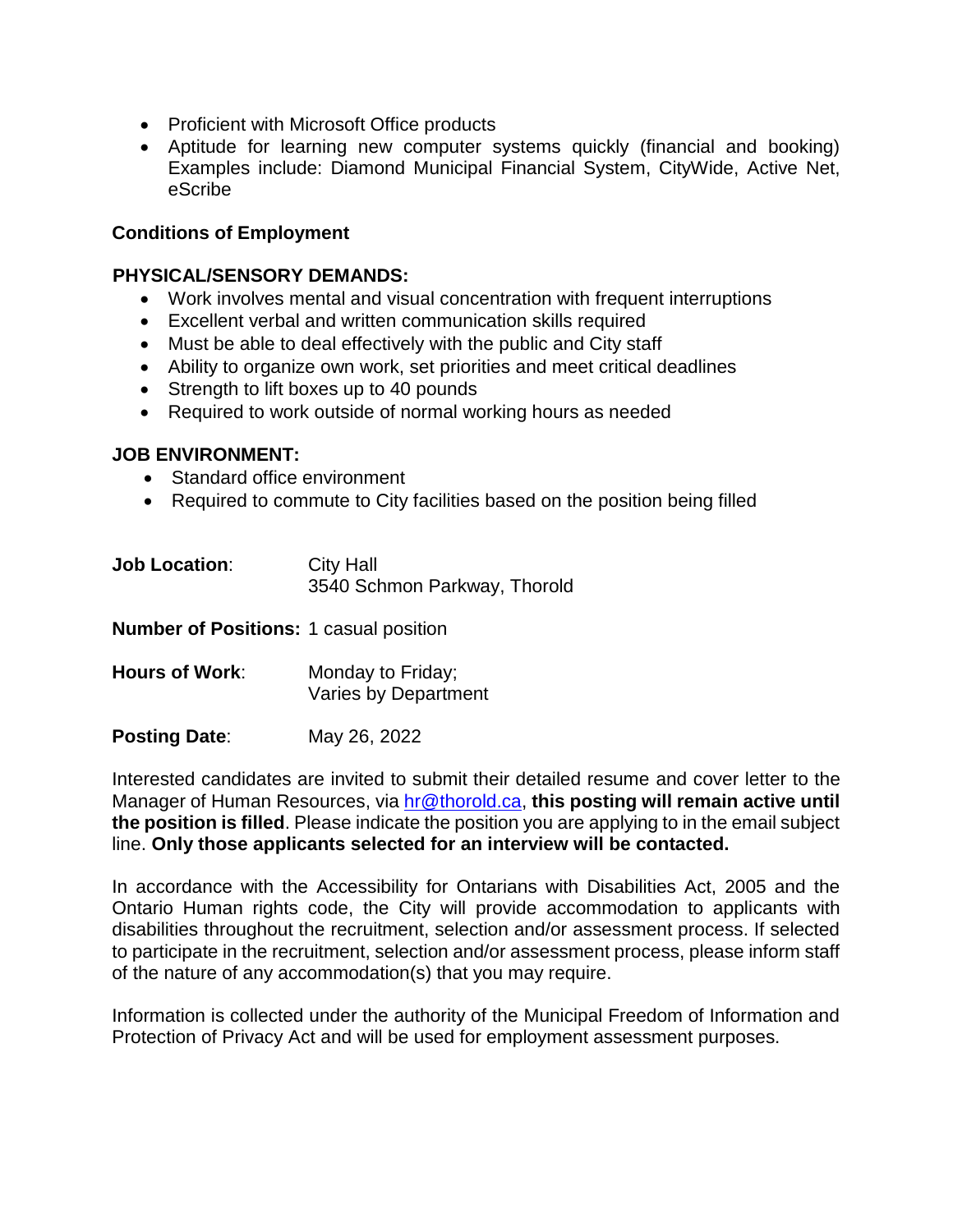- Proficient with Microsoft Office products
- Aptitude for learning new computer systems quickly (financial and booking) Examples include: Diamond Municipal Financial System, CityWide, Active Net, eScribe

**Conditions of Employment**

**PHYSICAL/SENSORY DEMANDS:**

- Work involves mental and visual concentration with frequent interruptions
- Excellent verbal and written communication skills required
- Must be able to deal effectively with the public and City staff
- Ability to organize own work, set priorities and meet critical deadlines
- Strength to lift boxes up to 40 pounds
- Required to work outside of normal working hours as needed

**JOB ENVIRONMENT:**

- Standard office environment
- Required to commute to City facilities based on the position being filled

**Job Location**: City Hall
3540 Schmon Parkway, Thorold

**Number of Positions:** 1 casual position

**Hours of Work**: Monday to Friday;
Varies by Department

**Posting Date**: May 26, 2022

Interested candidates are invited to submit their detailed resume and cover letter to the Manager of Human Resources, via hr@thorold.ca, **this posting will remain active until the position is filled**. Please indicate the position you are applying to in the email subject line. **Only those applicants selected for an interview will be contacted.**

In accordance with the Accessibility for Ontarians with Disabilities Act, 2005 and the Ontario Human rights code, the City will provide accommodation to applicants with disabilities throughout the recruitment, selection and/or assessment process. If selected to participate in the recruitment, selection and/or assessment process, please inform staff of the nature of any accommodation(s) that you may require.

Information is collected under the authority of the Municipal Freedom of Information and Protection of Privacy Act and will be used for employment assessment purposes.